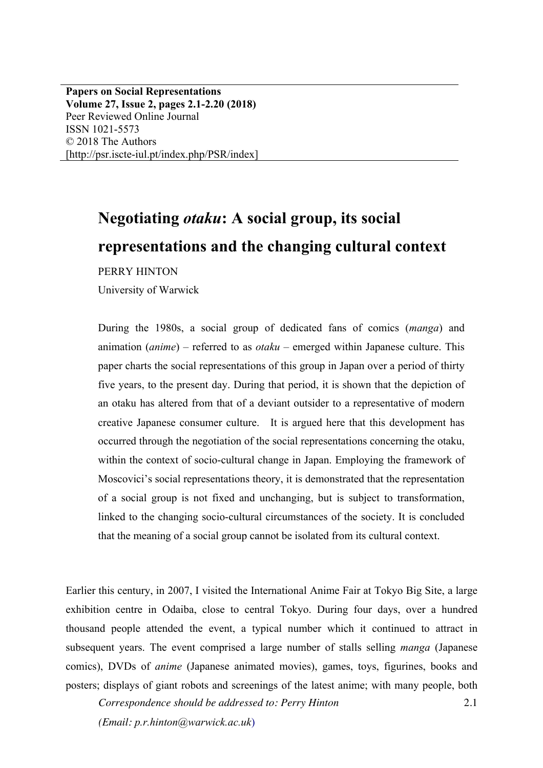# Negotiating *otaku*: A social group, its social representations and the changing cultural context

PERRY HINTON

University of Warwick

During the 1980s, a social group of dedicated fans of comics (*manga*) and animation (*anime*) – referred to as *otaku* – emerged within Japanese culture. This paper charts the social representations of this group in Japan over a period of thirty five years, to the present day. During that period, it is shown that the depiction of an otaku has altered from that of a deviant outsider to a representative of modern creative Japanese consumer culture. It is argued here that this development has occurred through the negotiation of the social representations concerning the otaku, within the context of socio-cultural change in Japan. Employing the framework of Moscovici's social representations theory, it is demonstrated that the representation of a social group is not fixed and unchanging, but is subject to transformation, linked to the changing socio-cultural circumstances of the society. It is concluded that the meaning of a social group cannot be isolated from its cultural context.

Earlier this century, in 2007, I visited the International Anime Fair at Tokyo Big Site, a large exhibition centre in Odaiba, close to central Tokyo. During four days, over a hundred thousand people attended the event, a typical number which it continued to attract in subsequent years. The event comprised a large number of stalls selling *manga* (Japanese comics), DVDs of *anime* (Japanese animated movies), games, toys, figurines, books and posters; displays of giant robots and screenings of the latest anime; with many people, both

*Correspondence should be addressed to: Perry Hinton*

*(Email: p.r.hinton@warwick.ac.uk)*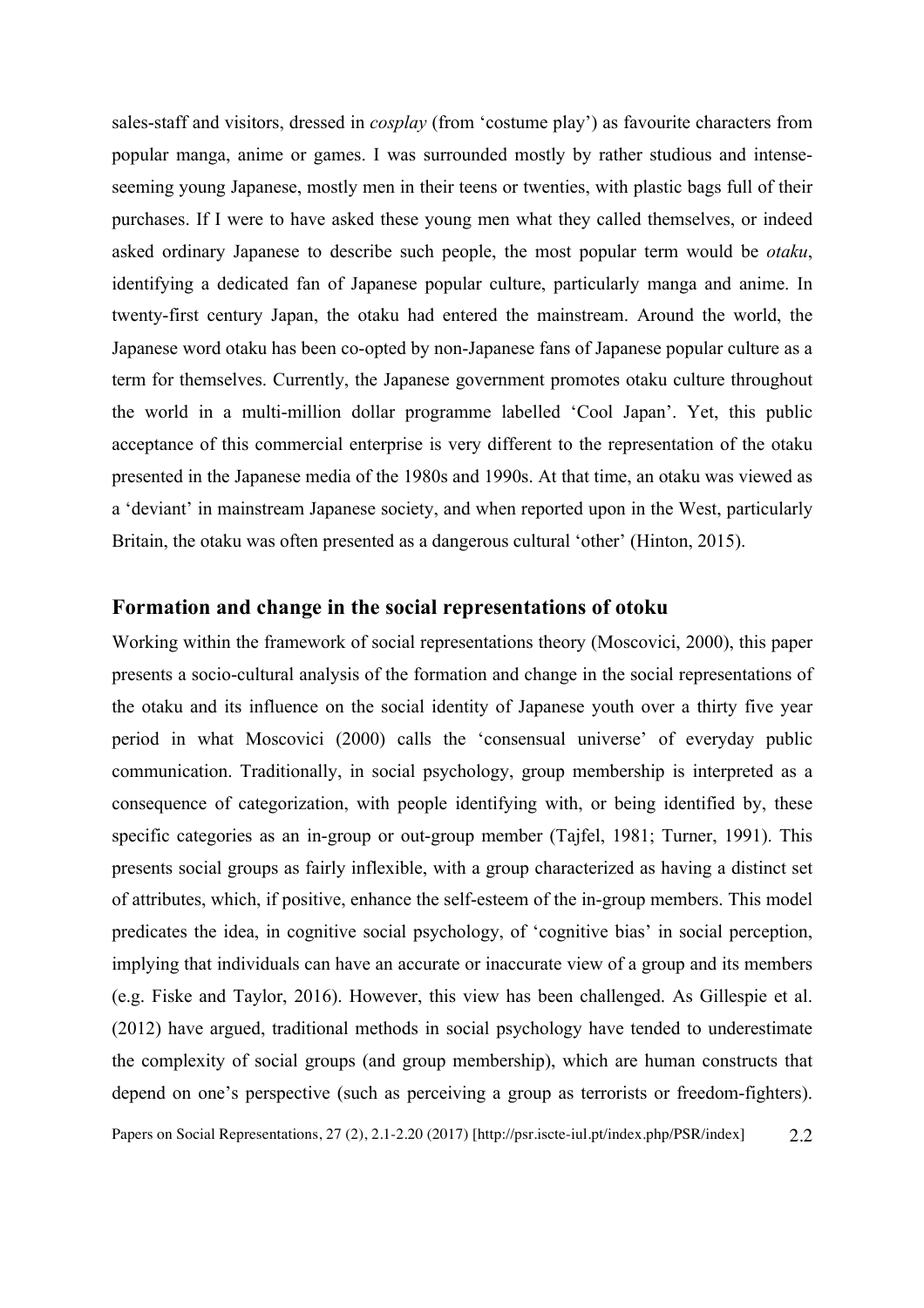sales-staff and visitors, dressed in *cosplay* (from 'costume play') as favourite characters from popular manga, anime or games. I was surrounded mostly by rather studious and intense-seeming young Japanese, mostly men in their teens or twenties, with plastic bags full of their purchases. If I were to have asked these young men what they called themselves, or indeed asked ordinary Japanese to describe such people, the most popular term would be *otaku*, identifying a dedicated fan of Japanese popular culture, particularly manga and anime. In twenty-first century Japan, the otaku had entered the mainstream. Around the world, the Japanese word otaku has been co-opted by non-Japanese fans of Japanese popular culture as a term for themselves. Currently, the Japanese government promotes otaku culture throughout the world in a multi-million dollar programme labelled 'Cool Japan'. Yet, this public acceptance of this commercial enterprise is very different to the representation of the otaku presented in the Japanese media of the 1980s and 1990s. At that time, an otaku was viewed as a 'deviant' in mainstream Japanese society, and when reported upon in the West, particularly Britain, the otaku was often presented as a dangerous cultural 'other' (Hinton, 2015).

## Formation and change in the social representations of otoku

Working within the framework of social representations theory (Moscovici, 2000), this paper presents a socio-cultural analysis of the formation and change in the social representations of the otaku and its influence on the social identity of Japanese youth over a thirty five year period in what Moscovici (2000) calls the 'consensual universe' of everyday public communication. Traditionally, in social psychology, group membership is interpreted as a consequence of categorization, with people identifying with, or being identified by, these specific categories as an in-group or out-group member (Tajfel, 1981; Turner, 1991). This presents social groups as fairly inflexible, with a group characterized as having a distinct set of attributes, which, if positive, enhance the self-esteem of the in-group members. This model predicates the idea, in cognitive social psychology, of 'cognitive bias' in social perception, implying that individuals can have an accurate or inaccurate view of a group and its members (e.g. Fiske and Taylor, 2016). However, this view has been challenged. As Gillespie et al. (2012) have argued, traditional methods in social psychology have tended to underestimate the complexity of social groups (and group membership), which are human constructs that depend on one's perspective (such as perceiving a group as terrorists or freedom-fighters).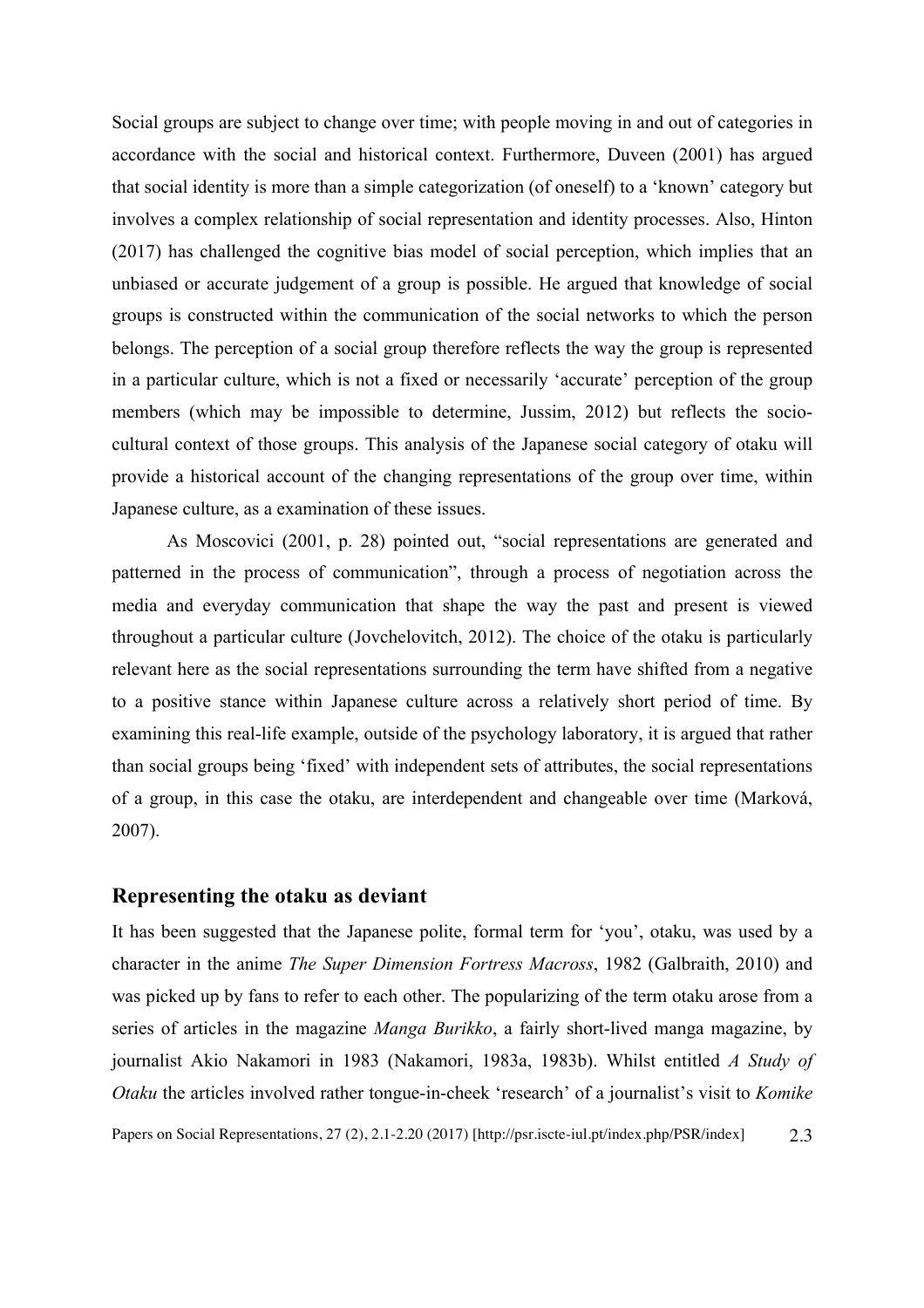Social groups are subject to change over time; with people moving in and out of categories in accordance with the social and historical context. Furthermore, Duveen (2001) has argued that social identity is more than a simple categorization (of oneself) to a 'known' category but involves a complex relationship of social representation and identity processes. Also, Hinton (2017) has challenged the cognitive bias model of social perception, which implies that an unbiased or accurate judgement of a group is possible. He argued that knowledge of social groups is constructed within the communication of the social networks to which the person belongs. The perception of a social group therefore reflects the way the group is represented in a particular culture, which is not a fixed or necessarily 'accurate' perception of the group members (which may be impossible to determine, Jussim, 2012) but reflects the socio-cultural context of those groups. This analysis of the Japanese social category of otaku will provide a historical account of the changing representations of the group over time, within Japanese culture, as a examination of these issues.

As Moscovici (2001, p. 28) pointed out, "social representations are generated and patterned in the process of communication", through a process of negotiation across the media and everyday communication that shape the way the past and present is viewed throughout a particular culture (Jovchelovitch, 2012). The choice of the otaku is particularly relevant here as the social representations surrounding the term have shifted from a negative to a positive stance within Japanese culture across a relatively short period of time. By examining this real-life example, outside of the psychology laboratory, it is argued that rather than social groups being 'fixed' with independent sets of attributes, the social representations of a group, in this case the otaku, are interdependent and changeable over time (Marková, 2007).

## Representing the otaku as deviant

It has been suggested that the Japanese polite, formal term for 'you', otaku, was used by a character in the anime *The Super Dimension Fortress Macross*, 1982 (Galbraith, 2010) and was picked up by fans to refer to each other. The popularizing of the term otaku arose from a series of articles in the magazine *Manga Burikko*, a fairly short-lived manga magazine, by journalist Akio Nakamori in 1983 (Nakamori, 1983a, 1983b). Whilst entitled *A Study of Otaku* the articles involved rather tongue-in-cheek 'research' of a journalist's visit to *Komike*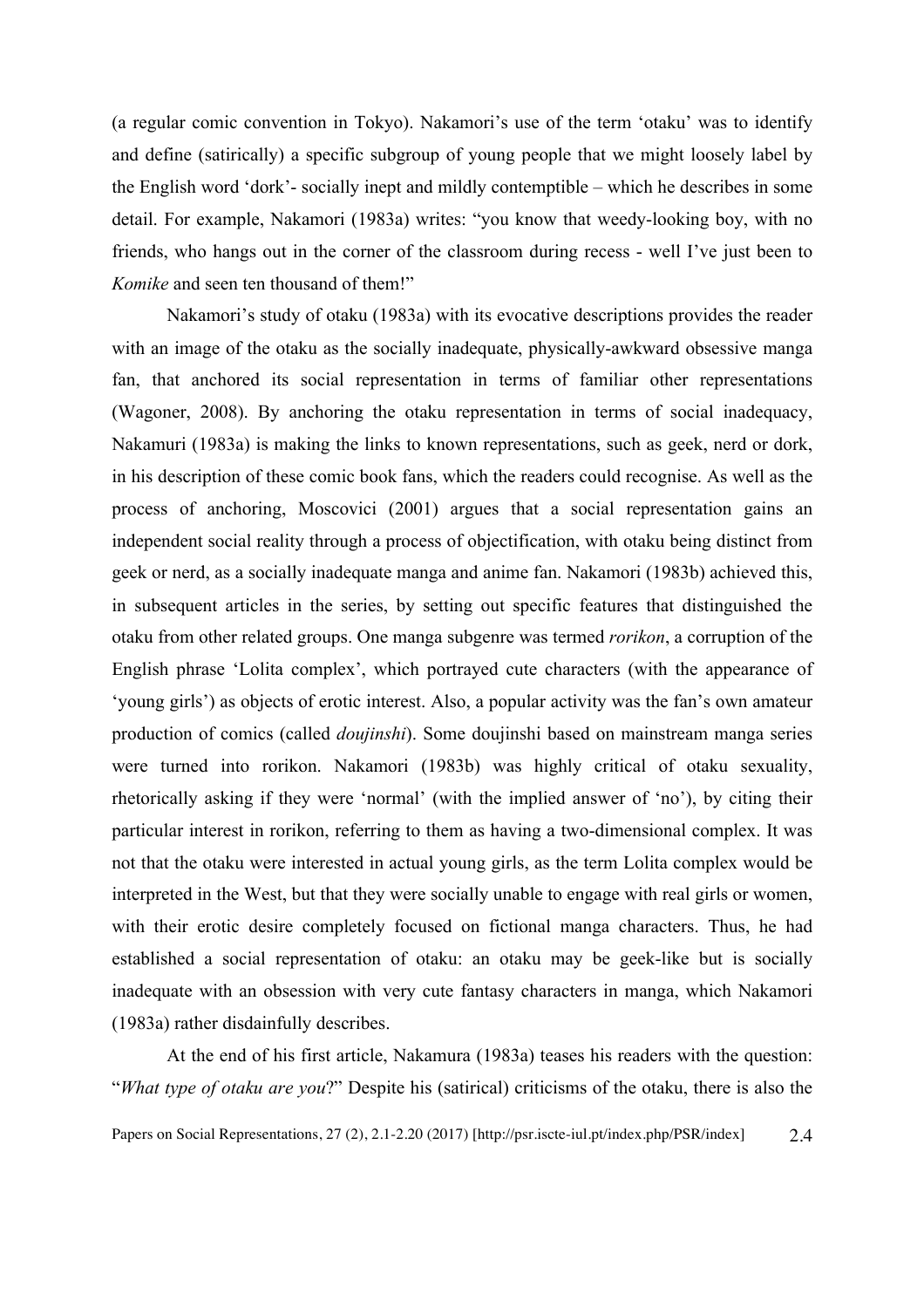(a regular comic convention in Tokyo). Nakamori's use of the term 'otaku' was to identify and define (satirically) a specific subgroup of young people that we might loosely label by the English word 'dork'- socially inept and mildly contemptible – which he describes in some detail. For example, Nakamori (1983a) writes: "you know that weedy-looking boy, with no friends, who hangs out in the corner of the classroom during recess - well I've just been to *Komike* and seen ten thousand of them!"

Nakamori's study of otaku (1983a) with its evocative descriptions provides the reader with an image of the otaku as the socially inadequate, physically-awkward obsessive manga fan, that anchored its social representation in terms of familiar other representations (Wagoner, 2008). By anchoring the otaku representation in terms of social inadequacy, Nakamuri (1983a) is making the links to known representations, such as geek, nerd or dork, in his description of these comic book fans, which the readers could recognise. As well as the process of anchoring, Moscovici (2001) argues that a social representation gains an independent social reality through a process of objectification, with otaku being distinct from geek or nerd, as a socially inadequate manga and anime fan. Nakamori (1983b) achieved this, in subsequent articles in the series, by setting out specific features that distinguished the otaku from other related groups. One manga subgenre was termed *rorikon*, a corruption of the English phrase 'Lolita complex', which portrayed cute characters (with the appearance of 'young girls') as objects of erotic interest. Also, a popular activity was the fan's own amateur production of comics (called *doujinshi*). Some doujinshi based on mainstream manga series were turned into rorikon. Nakamori (1983b) was highly critical of otaku sexuality, rhetorically asking if they were 'normal' (with the implied answer of 'no'), by citing their particular interest in rorikon, referring to them as having a two-dimensional complex. It was not that the otaku were interested in actual young girls, as the term Lolita complex would be interpreted in the West, but that they were socially unable to engage with real girls or women, with their erotic desire completely focused on fictional manga characters. Thus, he had established a social representation of otaku: an otaku may be geek-like but is socially inadequate with an obsession with very cute fantasy characters in manga, which Nakamori (1983a) rather disdainfully describes.

At the end of his first article, Nakamura (1983a) teases his readers with the question: "*What type of otaku are you*?" Despite his (satirical) criticisms of the otaku, there is also the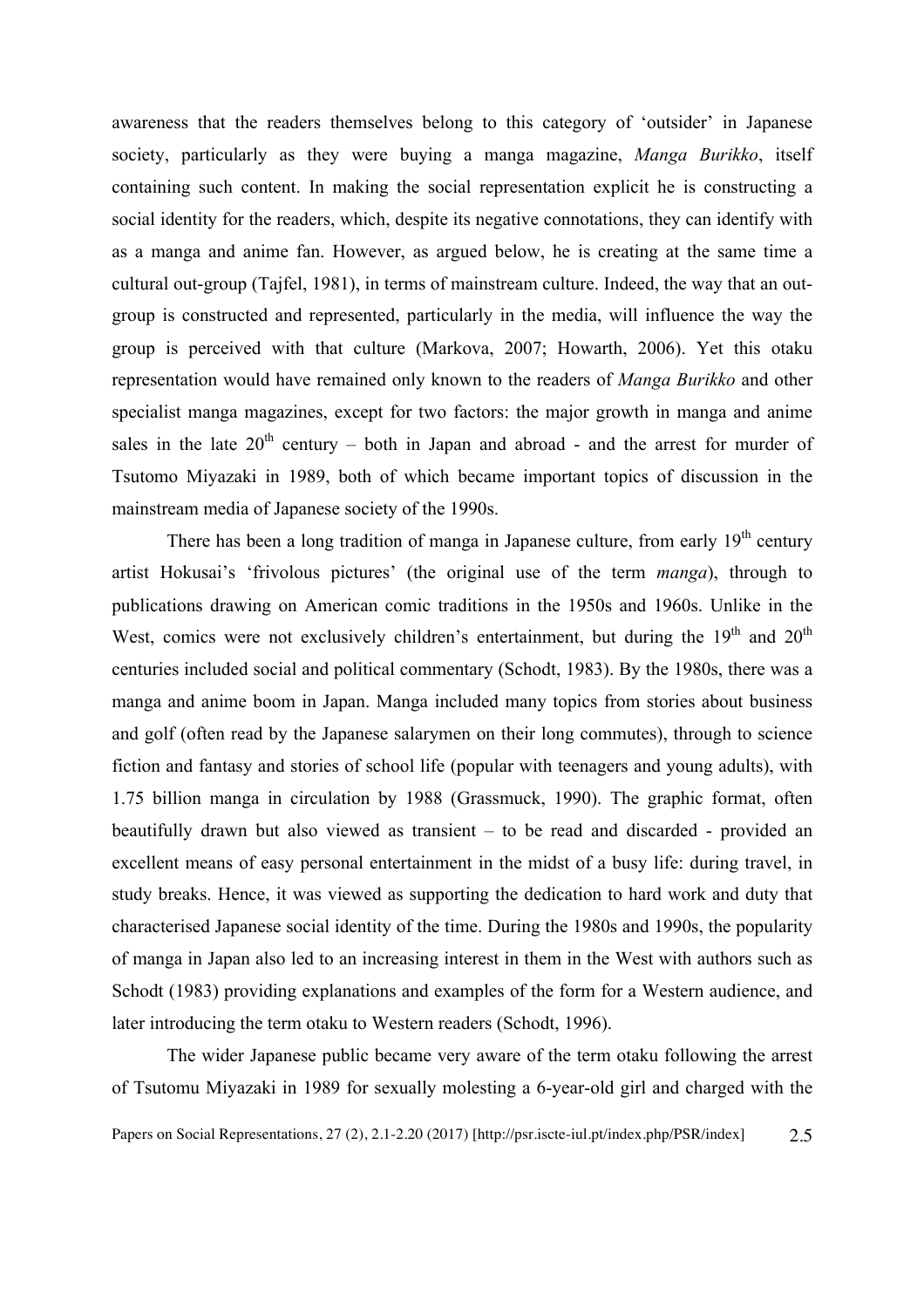awareness that the readers themselves belong to this category of 'outsider' in Japanese society, particularly as they were buying a manga magazine, *Manga Burikko*, itself containing such content. In making the social representation explicit he is constructing a social identity for the readers, which, despite its negative connotations, they can identify with as a manga and anime fan. However, as argued below, he is creating at the same time a cultural out-group (Tajfel, 1981), in terms of mainstream culture. Indeed, the way that an out-group is constructed and represented, particularly in the media, will influence the way the group is perceived with that culture (Markova, 2007; Howarth, 2006). Yet this otaku representation would have remained only known to the readers of *Manga Burikko* and other specialist manga magazines, except for two factors: the major growth in manga and anime sales in the late 20th century – both in Japan and abroad - and the arrest for murder of Tsutomo Miyazaki in 1989, both of which became important topics of discussion in the mainstream media of Japanese society of the 1990s.

There has been a long tradition of manga in Japanese culture, from early 19th century artist Hokusai's 'frivolous pictures' (the original use of the term *manga*), through to publications drawing on American comic traditions in the 1950s and 1960s. Unlike in the West, comics were not exclusively children's entertainment, but during the 19th and 20th centuries included social and political commentary (Schodt, 1983). By the 1980s, there was a manga and anime boom in Japan. Manga included many topics from stories about business and golf (often read by the Japanese salarymen on their long commutes), through to science fiction and fantasy and stories of school life (popular with teenagers and young adults), with 1.75 billion manga in circulation by 1988 (Grassmuck, 1990). The graphic format, often beautifully drawn but also viewed as transient – to be read and discarded - provided an excellent means of easy personal entertainment in the midst of a busy life: during travel, in study breaks. Hence, it was viewed as supporting the dedication to hard work and duty that characterised Japanese social identity of the time. During the 1980s and 1990s, the popularity of manga in Japan also led to an increasing interest in them in the West with authors such as Schodt (1983) providing explanations and examples of the form for a Western audience, and later introducing the term otaku to Western readers (Schodt, 1996).

The wider Japanese public became very aware of the term otaku following the arrest of Tsutomu Miyazaki in 1989 for sexually molesting a 6-year-old girl and charged with the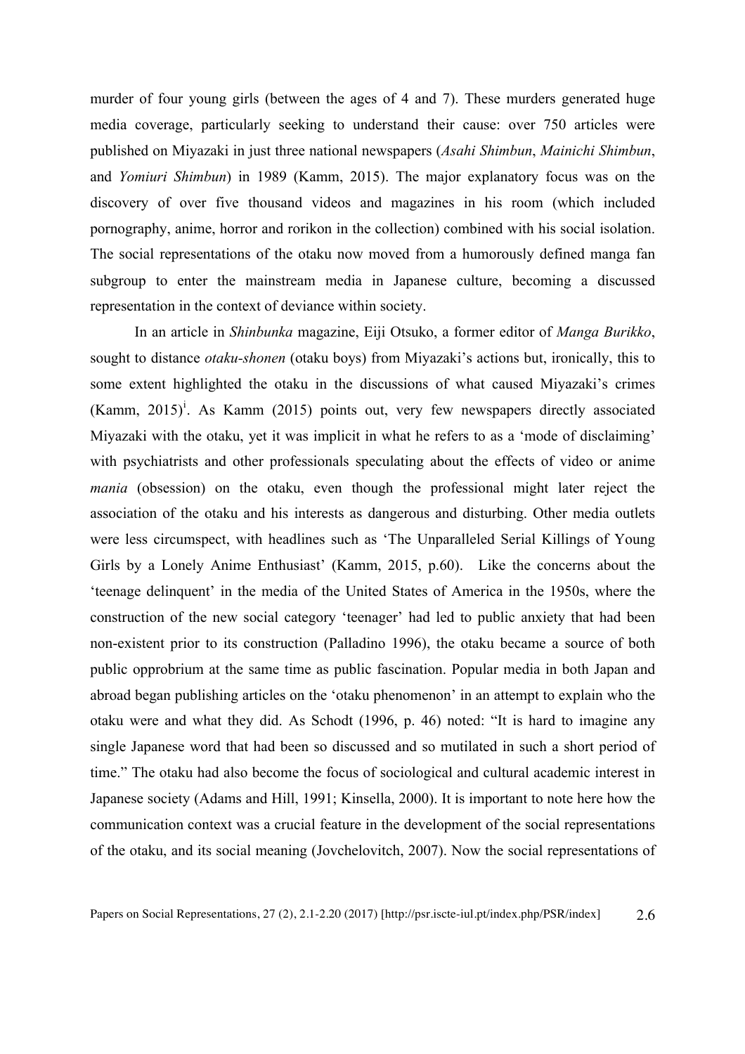murder of four young girls (between the ages of 4 and 7). These murders generated huge media coverage, particularly seeking to understand their cause: over 750 articles were published on Miyazaki in just three national newspapers (*Asahi Shimbun*, *Mainichi Shimbun*, and *Yomiuri Shimbun*) in 1989 (Kamm, 2015). The major explanatory focus was on the discovery of over five thousand videos and magazines in his room (which included pornography, anime, horror and rorikon in the collection) combined with his social isolation. The social representations of the otaku now moved from a humorously defined manga fan subgroup to enter the mainstream media in Japanese culture, becoming a discussed representation in the context of deviance within society.

In an article in *Shinbunka* magazine, Eiji Otsuko, a former editor of *Manga Burikko*, sought to distance *otaku-shonen* (otaku boys) from Miyazaki's actions but, ironically, this to some extent highlighted the otaku in the discussions of what caused Miyazaki's crimes (Kamm, 2015)[i]. As Kamm (2015) points out, very few newspapers directly associated Miyazaki with the otaku, yet it was implicit in what he refers to as a 'mode of disclaiming' with psychiatrists and other professionals speculating about the effects of video or anime *mania* (obsession) on the otaku, even though the professional might later reject the association of the otaku and his interests as dangerous and disturbing. Other media outlets were less circumspect, with headlines such as 'The Unparalleled Serial Killings of Young Girls by a Lonely Anime Enthusiast' (Kamm, 2015, p.60). Like the concerns about the 'teenage delinquent' in the media of the United States of America in the 1950s, where the construction of the new social category 'teenager' had led to public anxiety that had been non-existent prior to its construction (Palladino 1996), the otaku became a source of both public opprobrium at the same time as public fascination. Popular media in both Japan and abroad began publishing articles on the 'otaku phenomenon' in an attempt to explain who the otaku were and what they did. As Schodt (1996, p. 46) noted: "It is hard to imagine any single Japanese word that had been so discussed and so mutilated in such a short period of time." The otaku had also become the focus of sociological and cultural academic interest in Japanese society (Adams and Hill, 1991; Kinsella, 2000). It is important to note here how the communication context was a crucial feature in the development of the social representations of the otaku, and its social meaning (Jovchelovitch, 2007). Now the social representations of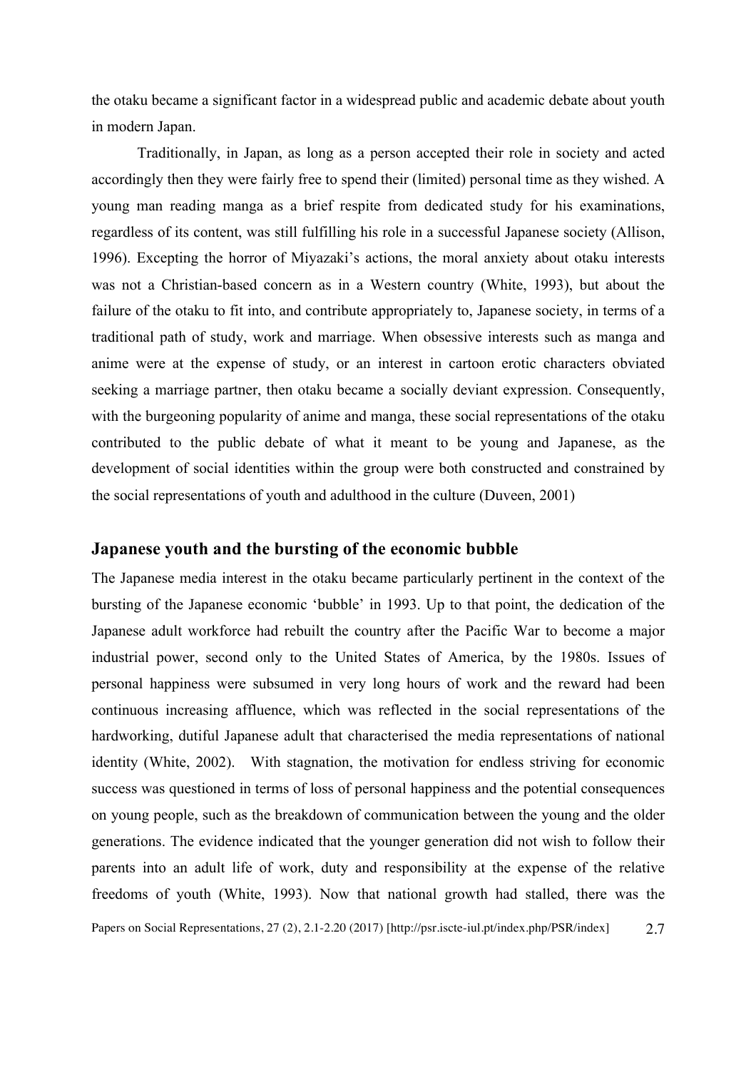the otaku became a significant factor in a widespread public and academic debate about youth in modern Japan.

Traditionally, in Japan, as long as a person accepted their role in society and acted accordingly then they were fairly free to spend their (limited) personal time as they wished. A young man reading manga as a brief respite from dedicated study for his examinations, regardless of its content, was still fulfilling his role in a successful Japanese society (Allison, 1996). Excepting the horror of Miyazaki's actions, the moral anxiety about otaku interests was not a Christian-based concern as in a Western country (White, 1993), but about the failure of the otaku to fit into, and contribute appropriately to, Japanese society, in terms of a traditional path of study, work and marriage. When obsessive interests such as manga and anime were at the expense of study, or an interest in cartoon erotic characters obviated seeking a marriage partner, then otaku became a socially deviant expression. Consequently, with the burgeoning popularity of anime and manga, these social representations of the otaku contributed to the public debate of what it meant to be young and Japanese, as the development of social identities within the group were both constructed and constrained by the social representations of youth and adulthood in the culture (Duveen, 2001)

## Japanese youth and the bursting of the economic bubble

The Japanese media interest in the otaku became particularly pertinent in the context of the bursting of the Japanese economic 'bubble' in 1993. Up to that point, the dedication of the Japanese adult workforce had rebuilt the country after the Pacific War to become a major industrial power, second only to the United States of America, by the 1980s. Issues of personal happiness were subsumed in very long hours of work and the reward had been continuous increasing affluence, which was reflected in the social representations of the hardworking, dutiful Japanese adult that characterised the media representations of national identity (White, 2002). With stagnation, the motivation for endless striving for economic success was questioned in terms of loss of personal happiness and the potential consequences on young people, such as the breakdown of communication between the young and the older generations. The evidence indicated that the younger generation did not wish to follow their parents into an adult life of work, duty and responsibility at the expense of the relative freedoms of youth (White, 1993). Now that national growth had stalled, there was the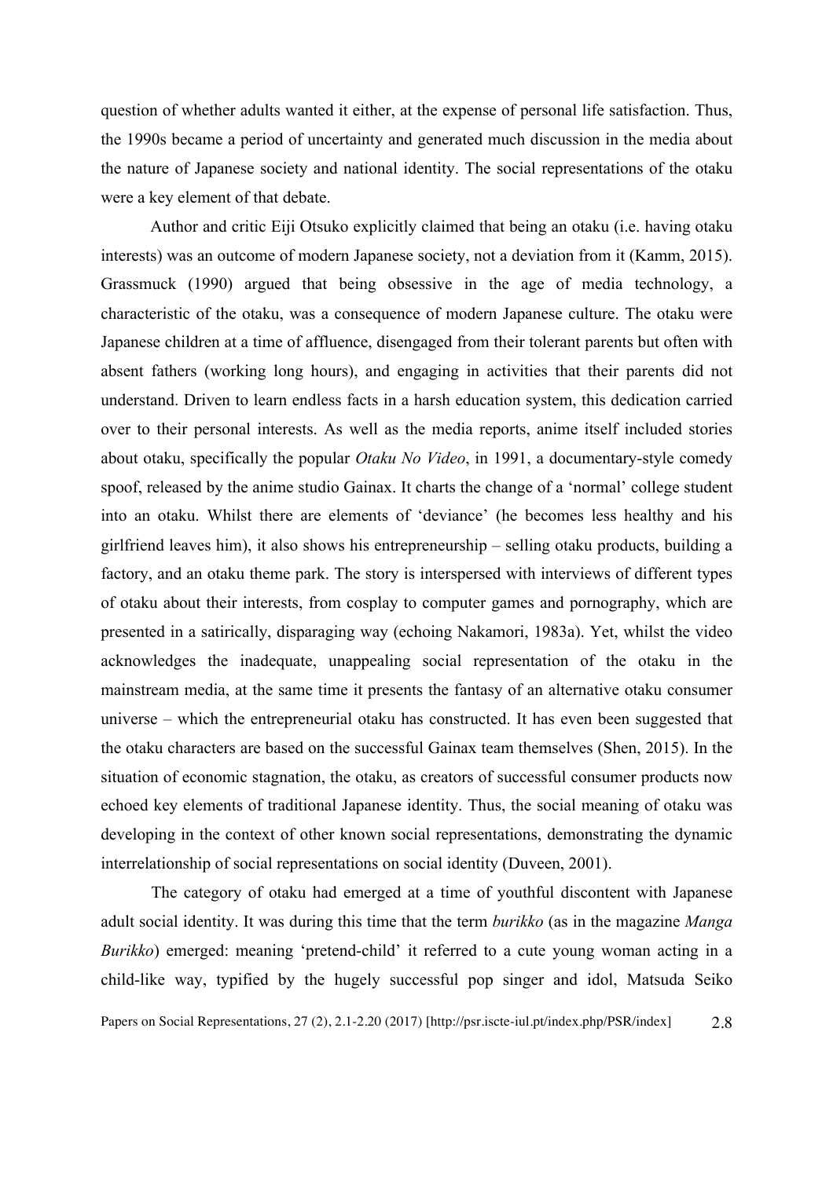question of whether adults wanted it either, at the expense of personal life satisfaction. Thus, the 1990s became a period of uncertainty and generated much discussion in the media about the nature of Japanese society and national identity. The social representations of the otaku were a key element of that debate.

Author and critic Eiji Otsuko explicitly claimed that being an otaku (i.e. having otaku interests) was an outcome of modern Japanese society, not a deviation from it (Kamm, 2015). Grassmuck (1990) argued that being obsessive in the age of media technology, a characteristic of the otaku, was a consequence of modern Japanese culture. The otaku were Japanese children at a time of affluence, disengaged from their tolerant parents but often with absent fathers (working long hours), and engaging in activities that their parents did not understand. Driven to learn endless facts in a harsh education system, this dedication carried over to their personal interests. As well as the media reports, anime itself included stories about otaku, specifically the popular *Otaku No Video*, in 1991, a documentary-style comedy spoof, released by the anime studio Gainax. It charts the change of a 'normal' college student into an otaku. Whilst there are elements of 'deviance' (he becomes less healthy and his girlfriend leaves him), it also shows his entrepreneurship – selling otaku products, building a factory, and an otaku theme park. The story is interspersed with interviews of different types of otaku about their interests, from cosplay to computer games and pornography, which are presented in a satirically, disparaging way (echoing Nakamori, 1983a). Yet, whilst the video acknowledges the inadequate, unappealing social representation of the otaku in the mainstream media, at the same time it presents the fantasy of an alternative otaku consumer universe – which the entrepreneurial otaku has constructed. It has even been suggested that the otaku characters are based on the successful Gainax team themselves (Shen, 2015). In the situation of economic stagnation, the otaku, as creators of successful consumer products now echoed key elements of traditional Japanese identity. Thus, the social meaning of otaku was developing in the context of other known social representations, demonstrating the dynamic interrelationship of social representations on social identity (Duveen, 2001).

The category of otaku had emerged at a time of youthful discontent with Japanese adult social identity. It was during this time that the term *burikko* (as in the magazine *Manga Burikko*) emerged: meaning 'pretend-child' it referred to a cute young woman acting in a child-like way, typified by the hugely successful pop singer and idol, Matsuda Seiko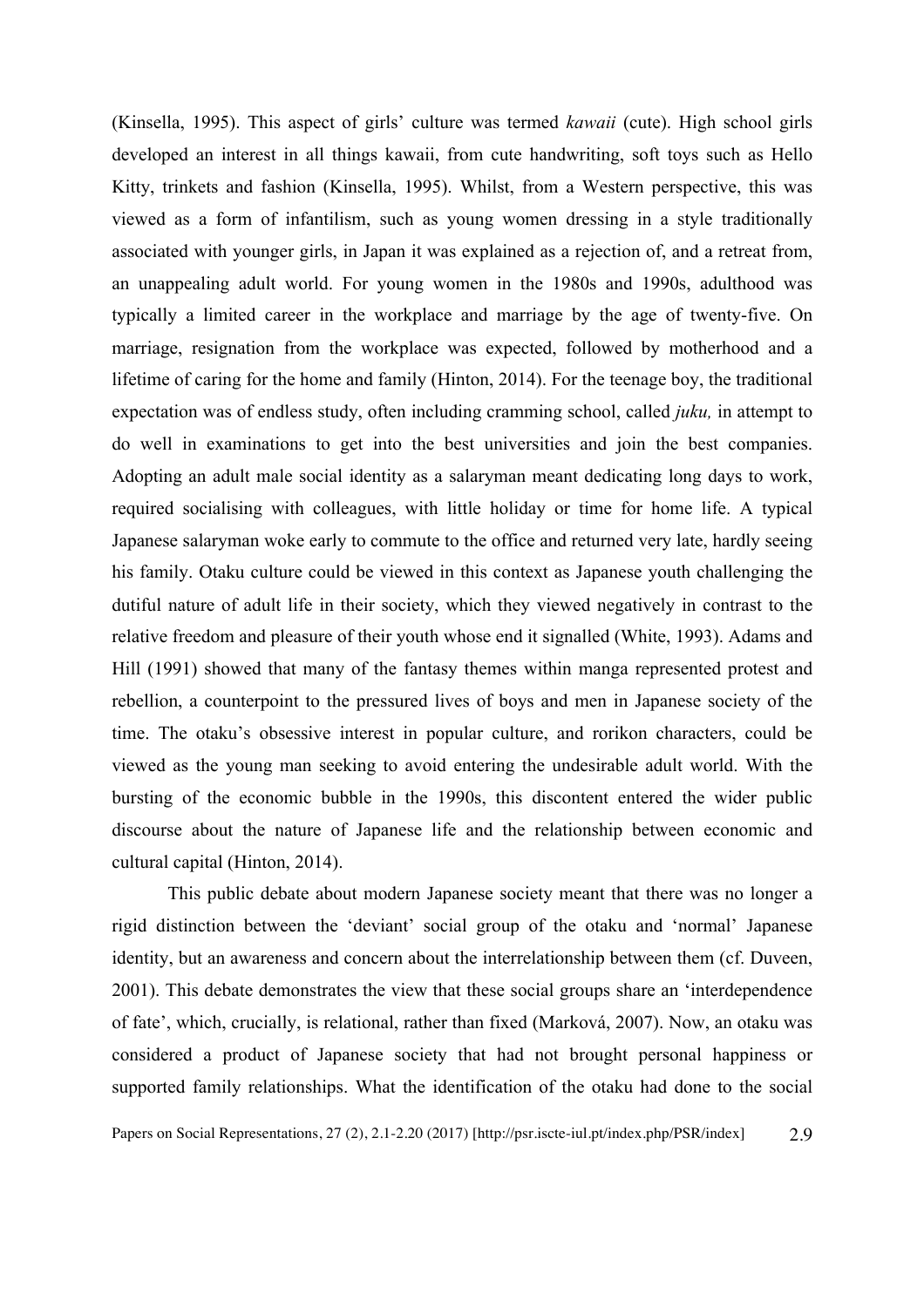(Kinsella, 1995). This aspect of girls' culture was termed *kawaii* (cute). High school girls developed an interest in all things kawaii, from cute handwriting, soft toys such as Hello Kitty, trinkets and fashion (Kinsella, 1995). Whilst, from a Western perspective, this was viewed as a form of infantilism, such as young women dressing in a style traditionally associated with younger girls, in Japan it was explained as a rejection of, and a retreat from, an unappealing adult world. For young women in the 1980s and 1990s, adulthood was typically a limited career in the workplace and marriage by the age of twenty-five. On marriage, resignation from the workplace was expected, followed by motherhood and a lifetime of caring for the home and family (Hinton, 2014). For the teenage boy, the traditional expectation was of endless study, often including cramming school, called *juku,* in attempt to do well in examinations to get into the best universities and join the best companies. Adopting an adult male social identity as a salaryman meant dedicating long days to work, required socialising with colleagues, with little holiday or time for home life. A typical Japanese salaryman woke early to commute to the office and returned very late, hardly seeing his family. Otaku culture could be viewed in this context as Japanese youth challenging the dutiful nature of adult life in their society, which they viewed negatively in contrast to the relative freedom and pleasure of their youth whose end it signalled (White, 1993). Adams and Hill (1991) showed that many of the fantasy themes within manga represented protest and rebellion, a counterpoint to the pressured lives of boys and men in Japanese society of the time. The otaku's obsessive interest in popular culture, and rorikon characters, could be viewed as the young man seeking to avoid entering the undesirable adult world. With the bursting of the economic bubble in the 1990s, this discontent entered the wider public discourse about the nature of Japanese life and the relationship between economic and cultural capital (Hinton, 2014).

This public debate about modern Japanese society meant that there was no longer a rigid distinction between the 'deviant' social group of the otaku and 'normal' Japanese identity, but an awareness and concern about the interrelationship between them (cf. Duveen, 2001). This debate demonstrates the view that these social groups share an 'interdependence of fate', which, crucially, is relational, rather than fixed (Marková, 2007). Now, an otaku was considered a product of Japanese society that had not brought personal happiness or supported family relationships. What the identification of the otaku had done to the social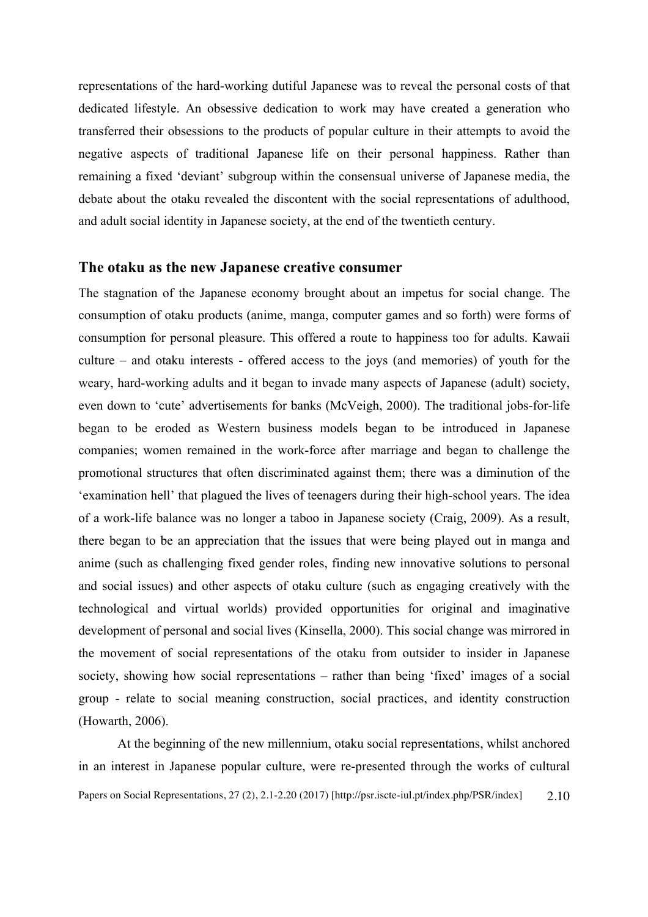representations of the hard-working dutiful Japanese was to reveal the personal costs of that dedicated lifestyle. An obsessive dedication to work may have created a generation who transferred their obsessions to the products of popular culture in their attempts to avoid the negative aspects of traditional Japanese life on their personal happiness. Rather than remaining a fixed 'deviant' subgroup within the consensual universe of Japanese media, the debate about the otaku revealed the discontent with the social representations of adulthood, and adult social identity in Japanese society, at the end of the twentieth century.

## The otaku as the new Japanese creative consumer

The stagnation of the Japanese economy brought about an impetus for social change. The consumption of otaku products (anime, manga, computer games and so forth) were forms of consumption for personal pleasure. This offered a route to happiness too for adults. Kawaii culture – and otaku interests - offered access to the joys (and memories) of youth for the weary, hard-working adults and it began to invade many aspects of Japanese (adult) society, even down to 'cute' advertisements for banks (McVeigh, 2000). The traditional jobs-for-life began to be eroded as Western business models began to be introduced in Japanese companies; women remained in the work-force after marriage and began to challenge the promotional structures that often discriminated against them; there was a diminution of the 'examination hell' that plagued the lives of teenagers during their high-school years. The idea of a work-life balance was no longer a taboo in Japanese society (Craig, 2009). As a result, there began to be an appreciation that the issues that were being played out in manga and anime (such as challenging fixed gender roles, finding new innovative solutions to personal and social issues) and other aspects of otaku culture (such as engaging creatively with the technological and virtual worlds) provided opportunities for original and imaginative development of personal and social lives (Kinsella, 2000). This social change was mirrored in the movement of social representations of the otaku from outsider to insider in Japanese society, showing how social representations – rather than being 'fixed' images of a social group - relate to social meaning construction, social practices, and identity construction (Howarth, 2006).

At the beginning of the new millennium, otaku social representations, whilst anchored in an interest in Japanese popular culture, were re-presented through the works of cultural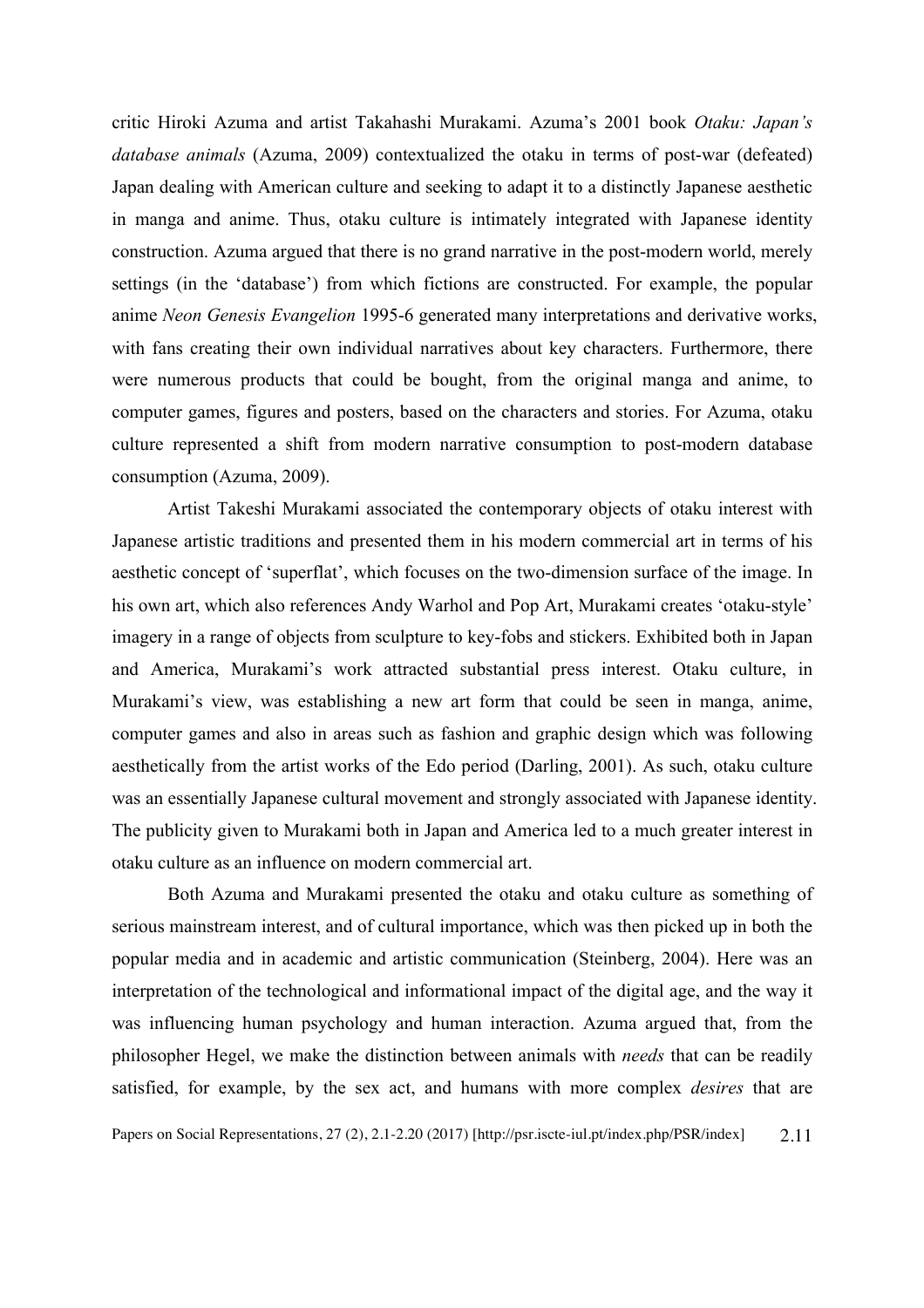critic Hiroki Azuma and artist Takahashi Murakami. Azuma's 2001 book *Otaku: Japan's database animals* (Azuma, 2009) contextualized the otaku in terms of post-war (defeated) Japan dealing with American culture and seeking to adapt it to a distinctly Japanese aesthetic in manga and anime. Thus, otaku culture is intimately integrated with Japanese identity construction. Azuma argued that there is no grand narrative in the post-modern world, merely settings (in the 'database') from which fictions are constructed. For example, the popular anime *Neon Genesis Evangelion* 1995-6 generated many interpretations and derivative works, with fans creating their own individual narratives about key characters. Furthermore, there were numerous products that could be bought, from the original manga and anime, to computer games, figures and posters, based on the characters and stories. For Azuma, otaku culture represented a shift from modern narrative consumption to post-modern database consumption (Azuma, 2009).

Artist Takeshi Murakami associated the contemporary objects of otaku interest with Japanese artistic traditions and presented them in his modern commercial art in terms of his aesthetic concept of 'superflat', which focuses on the two-dimension surface of the image. In his own art, which also references Andy Warhol and Pop Art, Murakami creates 'otaku-style' imagery in a range of objects from sculpture to key-fobs and stickers. Exhibited both in Japan and America, Murakami's work attracted substantial press interest. Otaku culture, in Murakami's view, was establishing a new art form that could be seen in manga, anime, computer games and also in areas such as fashion and graphic design which was following aesthetically from the artist works of the Edo period (Darling, 2001). As such, otaku culture was an essentially Japanese cultural movement and strongly associated with Japanese identity. The publicity given to Murakami both in Japan and America led to a much greater interest in otaku culture as an influence on modern commercial art.

Both Azuma and Murakami presented the otaku and otaku culture as something of serious mainstream interest, and of cultural importance, which was then picked up in both the popular media and in academic and artistic communication (Steinberg, 2004). Here was an interpretation of the technological and informational impact of the digital age, and the way it was influencing human psychology and human interaction. Azuma argued that, from the philosopher Hegel, we make the distinction between animals with *needs* that can be readily satisfied, for example, by the sex act, and humans with more complex *desires* that are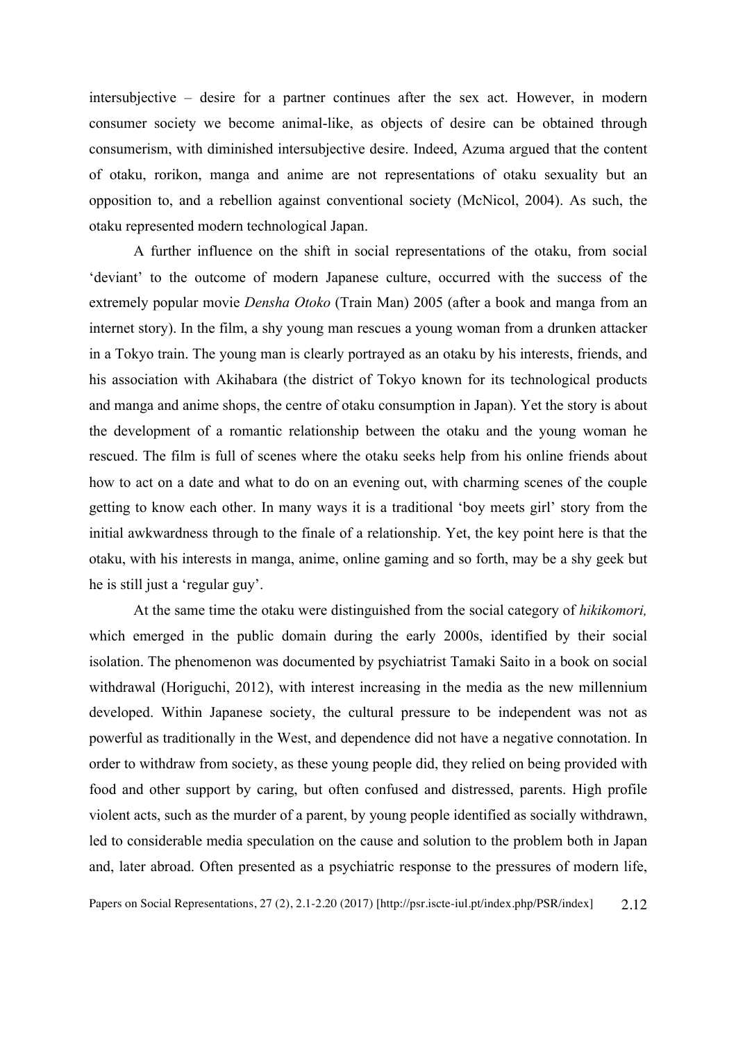intersubjective – desire for a partner continues after the sex act. However, in modern consumer society we become animal-like, as objects of desire can be obtained through consumerism, with diminished intersubjective desire. Indeed, Azuma argued that the content of otaku, rorikon, manga and anime are not representations of otaku sexuality but an opposition to, and a rebellion against conventional society (McNicol, 2004). As such, the otaku represented modern technological Japan.

A further influence on the shift in social representations of the otaku, from social 'deviant' to the outcome of modern Japanese culture, occurred with the success of the extremely popular movie *Densha Otoko* (Train Man) 2005 (after a book and manga from an internet story). In the film, a shy young man rescues a young woman from a drunken attacker in a Tokyo train. The young man is clearly portrayed as an otaku by his interests, friends, and his association with Akihabara (the district of Tokyo known for its technological products and manga and anime shops, the centre of otaku consumption in Japan). Yet the story is about the development of a romantic relationship between the otaku and the young woman he rescued. The film is full of scenes where the otaku seeks help from his online friends about how to act on a date and what to do on an evening out, with charming scenes of the couple getting to know each other. In many ways it is a traditional 'boy meets girl' story from the initial awkwardness through to the finale of a relationship. Yet, the key point here is that the otaku, with his interests in manga, anime, online gaming and so forth, may be a shy geek but he is still just a 'regular guy'.

At the same time the otaku were distinguished from the social category of *hikikomori,* which emerged in the public domain during the early 2000s, identified by their social isolation. The phenomenon was documented by psychiatrist Tamaki Saito in a book on social withdrawal (Horiguchi, 2012), with interest increasing in the media as the new millennium developed. Within Japanese society, the cultural pressure to be independent was not as powerful as traditionally in the West, and dependence did not have a negative connotation. In order to withdraw from society, as these young people did, they relied on being provided with food and other support by caring, but often confused and distressed, parents. High profile violent acts, such as the murder of a parent, by young people identified as socially withdrawn, led to considerable media speculation on the cause and solution to the problem both in Japan and, later abroad. Often presented as a psychiatric response to the pressures of modern life,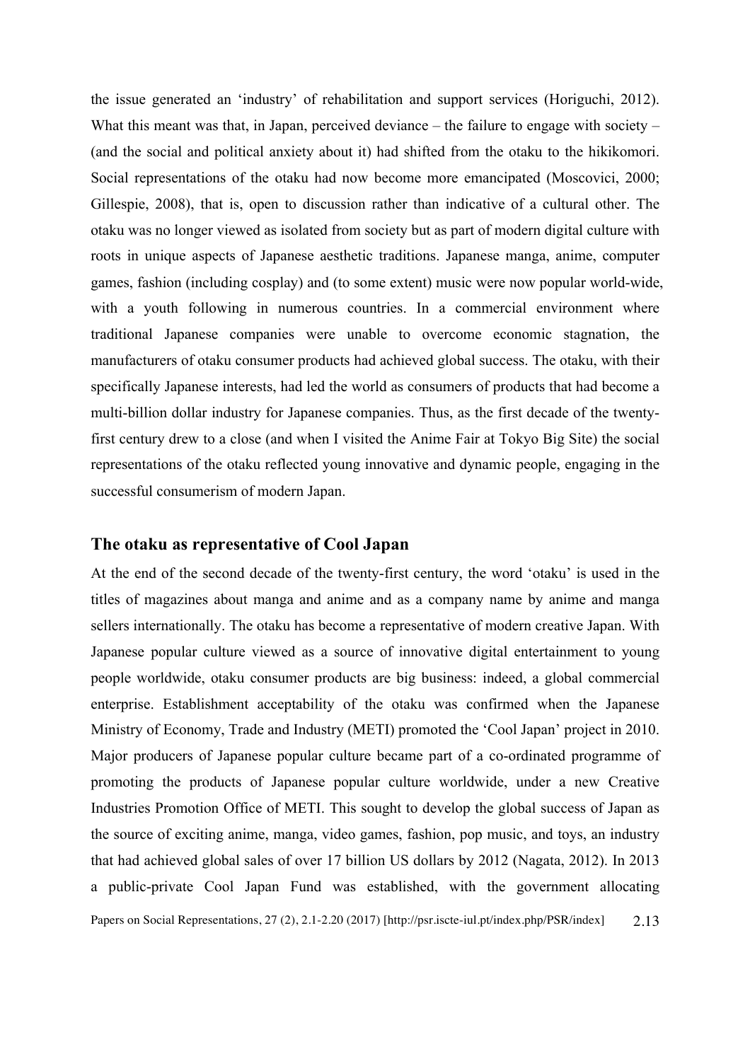the issue generated an 'industry' of rehabilitation and support services (Horiguchi, 2012). What this meant was that, in Japan, perceived deviance – the failure to engage with society – (and the social and political anxiety about it) had shifted from the otaku to the hikikomori. Social representations of the otaku had now become more emancipated (Moscovici, 2000; Gillespie, 2008), that is, open to discussion rather than indicative of a cultural other. The otaku was no longer viewed as isolated from society but as part of modern digital culture with roots in unique aspects of Japanese aesthetic traditions. Japanese manga, anime, computer games, fashion (including cosplay) and (to some extent) music were now popular world-wide, with a youth following in numerous countries. In a commercial environment where traditional Japanese companies were unable to overcome economic stagnation, the manufacturers of otaku consumer products had achieved global success. The otaku, with their specifically Japanese interests, had led the world as consumers of products that had become a multi-billion dollar industry for Japanese companies. Thus, as the first decade of the twenty-first century drew to a close (and when I visited the Anime Fair at Tokyo Big Site) the social representations of the otaku reflected young innovative and dynamic people, engaging in the successful consumerism of modern Japan.

## The otaku as representative of Cool Japan

At the end of the second decade of the twenty-first century, the word 'otaku' is used in the titles of magazines about manga and anime and as a company name by anime and manga sellers internationally. The otaku has become a representative of modern creative Japan. With Japanese popular culture viewed as a source of innovative digital entertainment to young people worldwide, otaku consumer products are big business: indeed, a global commercial enterprise. Establishment acceptability of the otaku was confirmed when the Japanese Ministry of Economy, Trade and Industry (METI) promoted the 'Cool Japan' project in 2010. Major producers of Japanese popular culture became part of a co-ordinated programme of promoting the products of Japanese popular culture worldwide, under a new Creative Industries Promotion Office of METI. This sought to develop the global success of Japan as the source of exciting anime, manga, video games, fashion, pop music, and toys, an industry that had achieved global sales of over 17 billion US dollars by 2012 (Nagata, 2012). In 2013 a public-private Cool Japan Fund was established, with the government allocating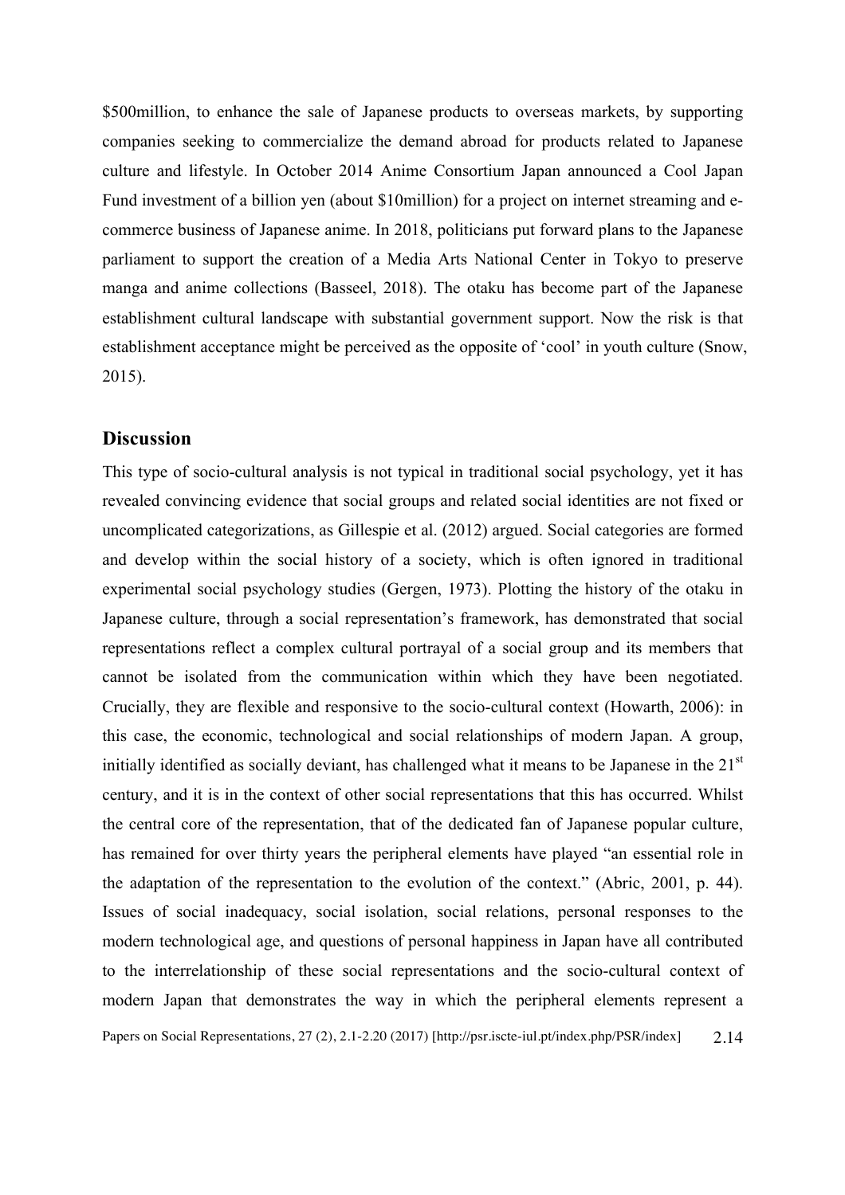$500million, to enhance the sale of Japanese products to overseas markets, by supporting companies seeking to commercialize the demand abroad for products related to Japanese culture and lifestyle. In October 2014 Anime Consortium Japan announced a Cool Japan Fund investment of a billion yen (about $10million) for a project on internet streaming and e-commerce business of Japanese anime. In 2018, politicians put forward plans to the Japanese parliament to support the creation of a Media Arts National Center in Tokyo to preserve manga and anime collections (Basseel, 2018). The otaku has become part of the Japanese establishment cultural landscape with substantial government support. Now the risk is that establishment acceptance might be perceived as the opposite of 'cool' in youth culture (Snow, 2015).

## Discussion

This type of socio-cultural analysis is not typical in traditional social psychology, yet it has revealed convincing evidence that social groups and related social identities are not fixed or uncomplicated categorizations, as Gillespie et al. (2012) argued. Social categories are formed and develop within the social history of a society, which is often ignored in traditional experimental social psychology studies (Gergen, 1973). Plotting the history of the otaku in Japanese culture, through a social representation's framework, has demonstrated that social representations reflect a complex cultural portrayal of a social group and its members that cannot be isolated from the communication within which they have been negotiated. Crucially, they are flexible and responsive to the socio-cultural context (Howarth, 2006): in this case, the economic, technological and social relationships of modern Japan. A group, initially identified as socially deviant, has challenged what it means to be Japanese in the 21st century, and it is in the context of other social representations that this has occurred. Whilst the central core of the representation, that of the dedicated fan of Japanese popular culture, has remained for over thirty years the peripheral elements have played "an essential role in the adaptation of the representation to the evolution of the context." (Abric, 2001, p. 44). Issues of social inadequacy, social isolation, social relations, personal responses to the modern technological age, and questions of personal happiness in Japan have all contributed to the interrelationship of these social representations and the socio-cultural context of modern Japan that demonstrates the way in which the peripheral elements represent a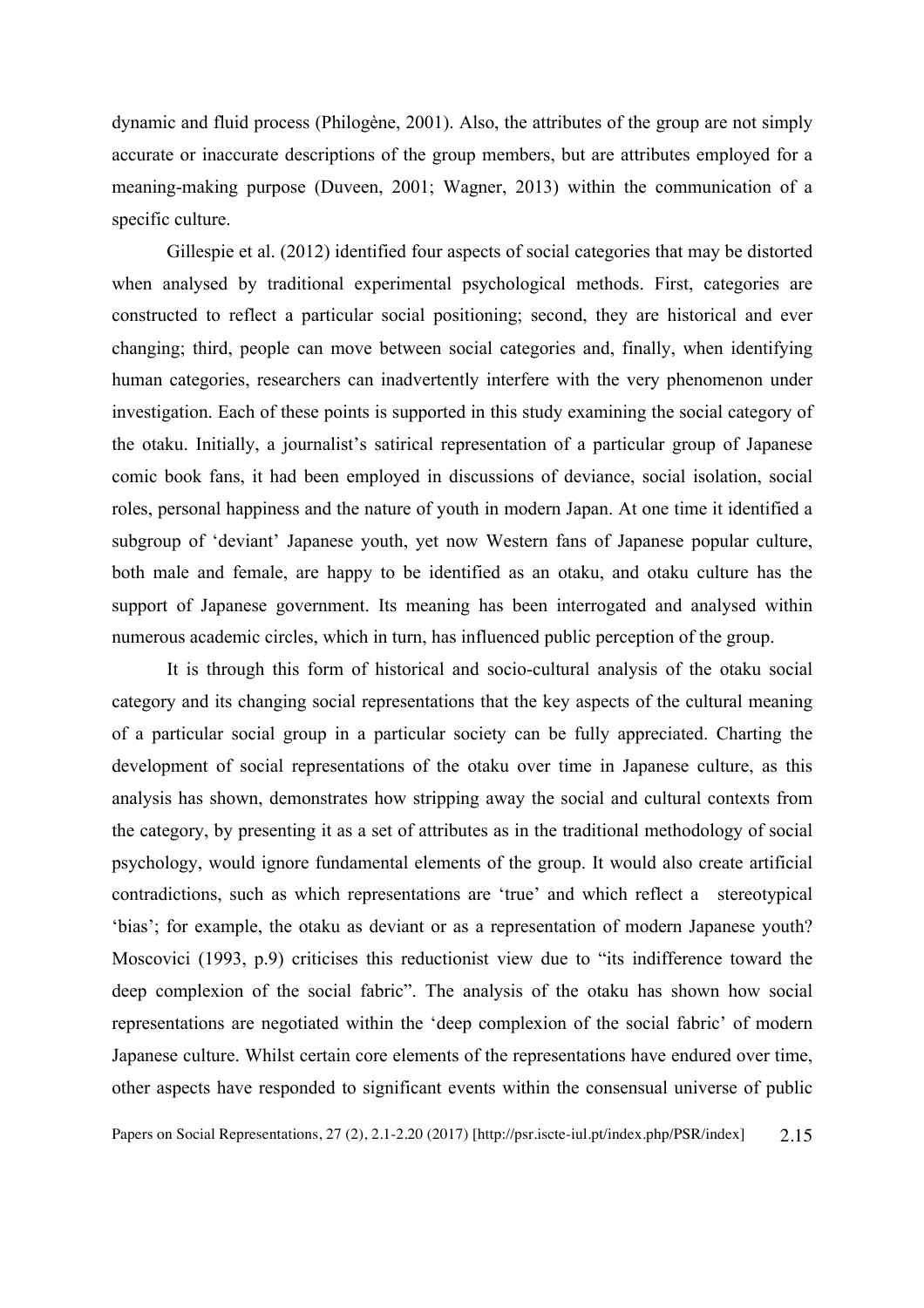dynamic and fluid process (Philogène, 2001). Also, the attributes of the group are not simply accurate or inaccurate descriptions of the group members, but are attributes employed for a meaning-making purpose (Duveen, 2001; Wagner, 2013) within the communication of a specific culture.

Gillespie et al. (2012) identified four aspects of social categories that may be distorted when analysed by traditional experimental psychological methods. First, categories are constructed to reflect a particular social positioning; second, they are historical and ever changing; third, people can move between social categories and, finally, when identifying human categories, researchers can inadvertently interfere with the very phenomenon under investigation. Each of these points is supported in this study examining the social category of the otaku. Initially, a journalist's satirical representation of a particular group of Japanese comic book fans, it had been employed in discussions of deviance, social isolation, social roles, personal happiness and the nature of youth in modern Japan. At one time it identified a subgroup of 'deviant' Japanese youth, yet now Western fans of Japanese popular culture, both male and female, are happy to be identified as an otaku, and otaku culture has the support of Japanese government. Its meaning has been interrogated and analysed within numerous academic circles, which in turn, has influenced public perception of the group.

It is through this form of historical and socio-cultural analysis of the otaku social category and its changing social representations that the key aspects of the cultural meaning of a particular social group in a particular society can be fully appreciated. Charting the development of social representations of the otaku over time in Japanese culture, as this analysis has shown, demonstrates how stripping away the social and cultural contexts from the category, by presenting it as a set of attributes as in the traditional methodology of social psychology, would ignore fundamental elements of the group. It would also create artificial contradictions, such as which representations are 'true' and which reflect a stereotypical 'bias'; for example, the otaku as deviant or as a representation of modern Japanese youth? Moscovici (1993, p.9) criticises this reductionist view due to "its indifference toward the deep complexion of the social fabric". The analysis of the otaku has shown how social representations are negotiated within the 'deep complexion of the social fabric' of modern Japanese culture. Whilst certain core elements of the representations have endured over time, other aspects have responded to significant events within the consensual universe of public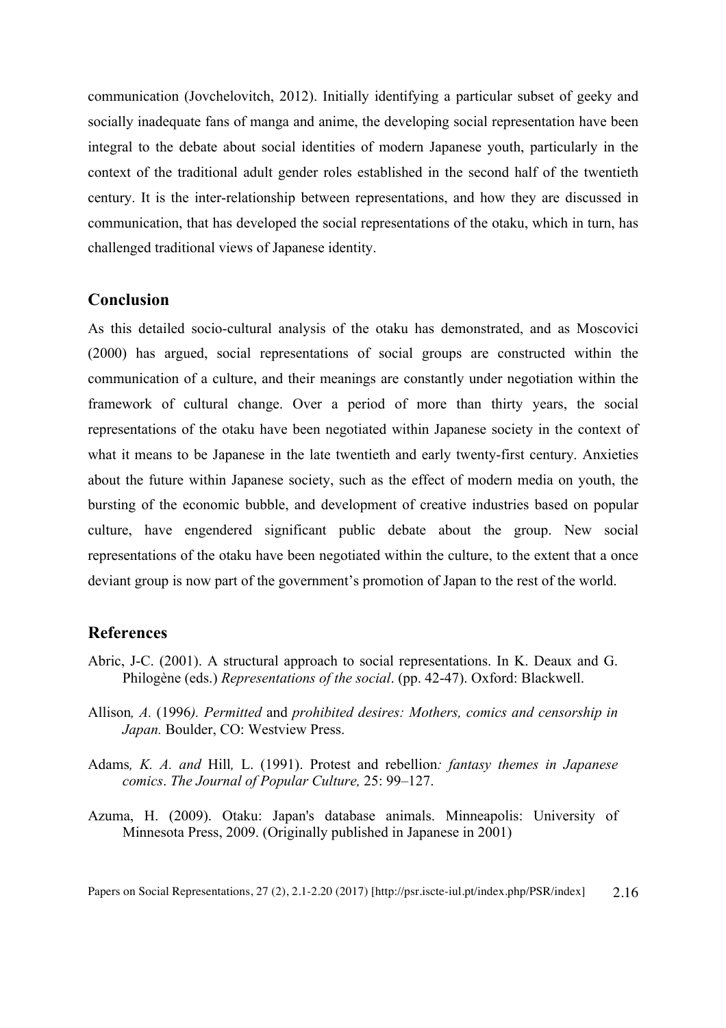communication (Jovchelovitch, 2012). Initially identifying a particular subset of geeky and socially inadequate fans of manga and anime, the developing social representation have been integral to the debate about social identities of modern Japanese youth, particularly in the context of the traditional adult gender roles established in the second half of the twentieth century. It is the inter-relationship between representations, and how they are discussed in communication, that has developed the social representations of the otaku, which in turn, has challenged traditional views of Japanese identity.

## Conclusion

As this detailed socio-cultural analysis of the otaku has demonstrated, and as Moscovici (2000) has argued, social representations of social groups are constructed within the communication of a culture, and their meanings are constantly under negotiation within the framework of cultural change. Over a period of more than thirty years, the social representations of the otaku have been negotiated within Japanese society in the context of what it means to be Japanese in the late twentieth and early twenty-first century. Anxieties about the future within Japanese society, such as the effect of modern media on youth, the bursting of the economic bubble, and development of creative industries based on popular culture, have engendered significant public debate about the group. New social representations of the otaku have been negotiated within the culture, to the extent that a once deviant group is now part of the government's promotion of Japan to the rest of the world.

## References

Abric, J-C. (2001). A structural approach to social representations. In K. Deaux and G. Philogène (eds.) *Representations of the social*. (pp. 42-47). Oxford: Blackwell.

Allison*, A.* (1996*). Permitted* and *prohibited desires: Mothers, comics and censorship in Japan.* Boulder, CO: Westview Press.

Adams*, K. A. and* Hill*,* L. (1991). Protest and rebellion*: fantasy themes in Japanese comics*. *The Journal of Popular Culture,* 25: 99–127.

Azuma, H. (2009). Otaku: Japan's database animals. Minneapolis: University of Minnesota Press, 2009. (Originally published in Japanese in 2001)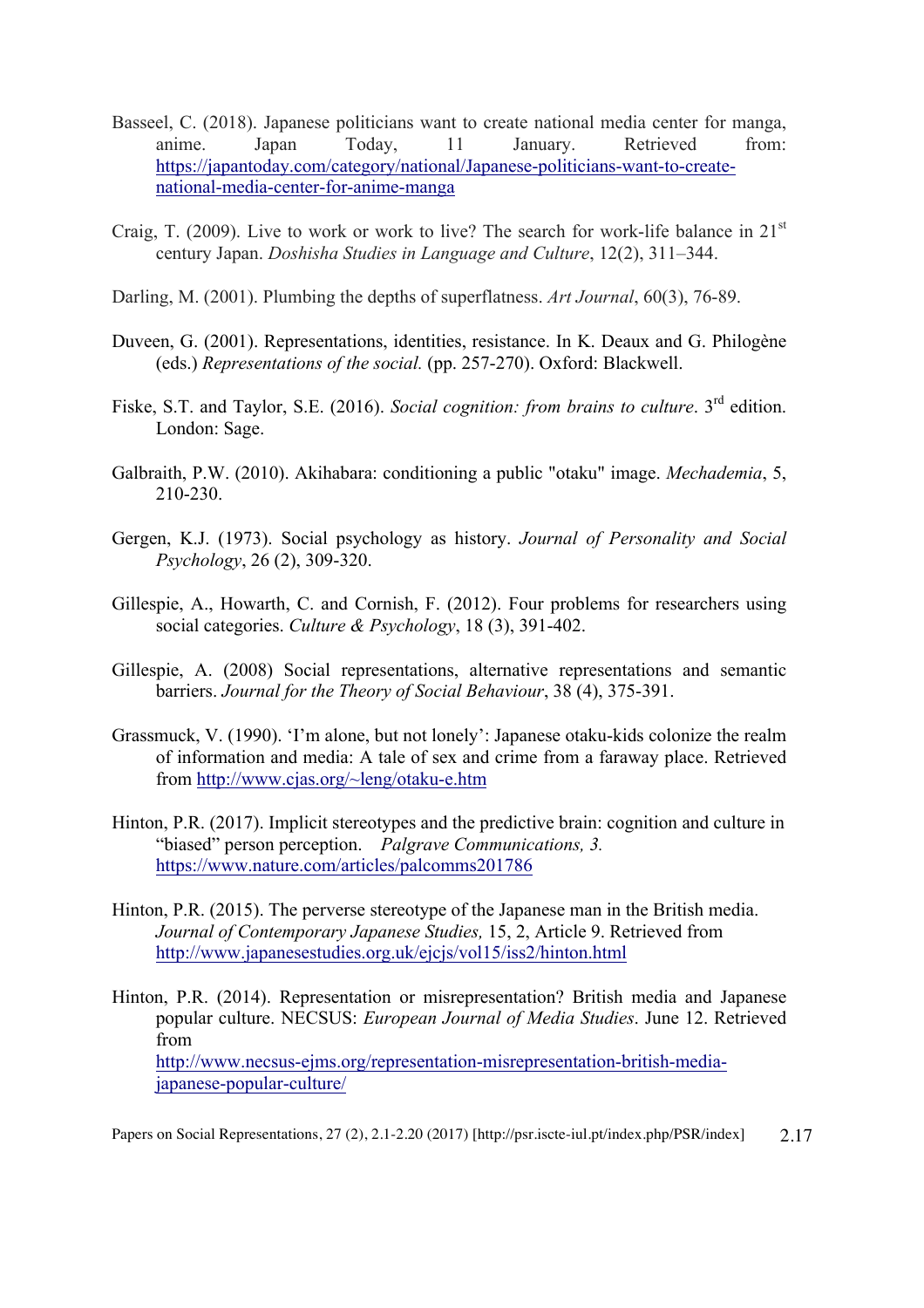Basseel, C. (2018). Japanese politicians want to create national media center for manga, anime. Japan Today, 11 January. Retrieved from: https://japantoday.com/category/national/Japanese-politicians-want-to-create-national-media-center-for-anime-manga

Craig, T. (2009). Live to work or work to live? The search for work-life balance in 21st century Japan. *Doshisha Studies in Language and Culture*, 12(2), 311–344.

Darling, M. (2001). Plumbing the depths of superflatness. *Art Journal*, 60(3), 76-89.

Duveen, G. (2001). Representations, identities, resistance. In K. Deaux and G. Philogène (eds.) *Representations of the social.* (pp. 257-270). Oxford: Blackwell.

Fiske, S.T. and Taylor, S.E. (2016). *Social cognition: from brains to culture*. 3rd edition. London: Sage.

Galbraith, P.W. (2010). Akihabara: conditioning a public "otaku" image. *Mechademia*, 5, 210-230.

Gergen, K.J. (1973). Social psychology as history. *Journal of Personality and Social Psychology*, 26 (2), 309-320.

Gillespie, A., Howarth, C. and Cornish, F. (2012). Four problems for researchers using social categories. *Culture & Psychology*, 18 (3), 391-402.

Gillespie, A. (2008) Social representations, alternative representations and semantic barriers. *Journal for the Theory of Social Behaviour*, 38 (4), 375-391.

Grassmuck, V. (1990). 'I'm alone, but not lonely': Japanese otaku-kids colonize the realm of information and media: A tale of sex and crime from a faraway place. Retrieved from http://www.cjas.org/~leng/otaku-e.htm

Hinton, P.R. (2017). Implicit stereotypes and the predictive brain: cognition and culture in "biased" person perception. *Palgrave Communications, 3.* https://www.nature.com/articles/palcomms201786

Hinton, P.R. (2015). The perverse stereotype of the Japanese man in the British media. *Journal of Contemporary Japanese Studies,* 15, 2, Article 9. Retrieved from http://www.japanesestudies.org.uk/ejcjs/vol15/iss2/hinton.html

Hinton, P.R. (2014). Representation or misrepresentation? British media and Japanese popular culture. NECSUS: *European Journal of Media Studies*. June 12. Retrieved from http://www.necsus-ejms.org/representation-misrepresentation-british-media-japanese-popular-culture/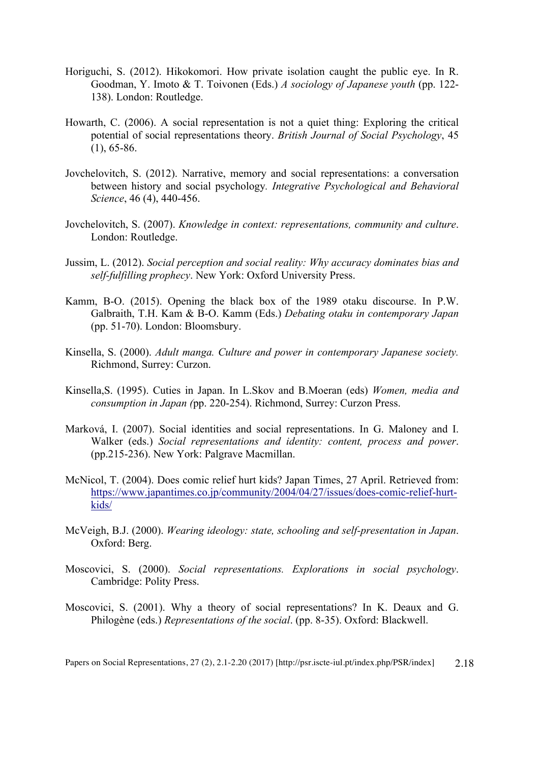Horiguchi, S. (2012). Hikokomori. How private isolation caught the public eye. In R. Goodman, Y. Imoto & T. Toivonen (Eds.) *A sociology of Japanese youth* (pp. 122-138). London: Routledge.

Howarth, C. (2006). A social representation is not a quiet thing: Exploring the critical potential of social representations theory. *British Journal of Social Psychology*, 45 (1), 65-86.

Jovchelovitch, S. (2012). Narrative, memory and social representations: a conversation between history and social psychology. *Integrative Psychological and Behavioral Science*, 46 (4), 440-456.

Jovchelovitch, S. (2007). *Knowledge in context: representations, community and culture*. London: Routledge.

Jussim, L. (2012). *Social perception and social reality: Why accuracy dominates bias and self-fulfilling prophecy*. New York: Oxford University Press.

Kamm, B-O. (2015). Opening the black box of the 1989 otaku discourse. In P.W. Galbraith, T.H. Kam & B-O. Kamm (Eds.) *Debating otaku in contemporary Japan* (pp. 51-70). London: Bloomsbury.

Kinsella, S. (2000). *Adult manga. Culture and power in contemporary Japanese society.* Richmond, Surrey: Curzon.

Kinsella,S. (1995). Cuties in Japan. In L.Skov and B.Moeran (eds) *Women, media and consumption in Japan (*pp. 220-254). Richmond, Surrey: Curzon Press.

Marková, I. (2007). Social identities and social representations. In G. Maloney and I. Walker (eds.) *Social representations and identity: content, process and power*. (pp.215-236). New York: Palgrave Macmillan.

McNicol, T. (2004). Does comic relief hurt kids? Japan Times, 27 April. Retrieved from: https://www.japantimes.co.jp/community/2004/04/27/issues/does-comic-relief-hurt-kids/

McVeigh, B.J. (2000). *Wearing ideology: state, schooling and self-presentation in Japan*. Oxford: Berg.

Moscovici, S. (2000). *Social representations. Explorations in social psychology*. Cambridge: Polity Press.

Moscovici, S. (2001). Why a theory of social representations? In K. Deaux and G. Philogène (eds.) *Representations of the social*. (pp. 8-35). Oxford: Blackwell.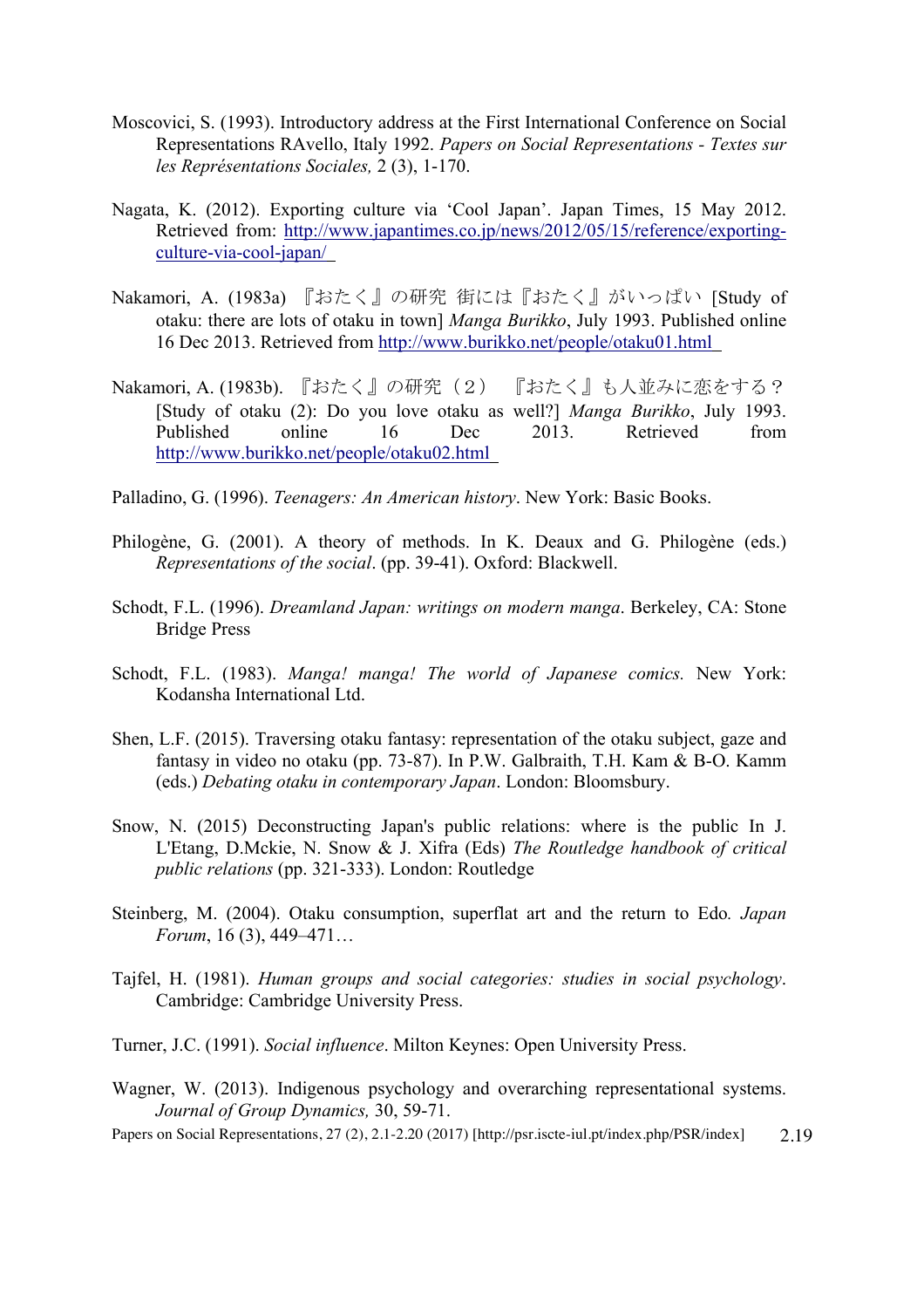Moscovici, S. (1993). Introductory address at the First International Conference on Social Representations RAvello, Italy 1992. *Papers on Social Representations - Textes sur les Représentations Sociales,* 2 (3), 1-170.

Nagata, K. (2012). Exporting culture via 'Cool Japan'. Japan Times, 15 May 2012. Retrieved from: http://www.japantimes.co.jp/news/2012/05/15/reference/exporting-culture-via-cool-japan/

Nakamori, A. (1983a) 『おたく』の研究 街には『おたく』がいっぱい [Study of otaku: there are lots of otaku in town] *Manga Burikko*, July 1993. Published online 16 Dec 2013. Retrieved from http://www.burikko.net/people/otaku01.html

Nakamori, A. (1983b). 『おたく』の研究（２） 『おたく』も人並みに恋をする？ [Study of otaku (2): Do you love otaku as well?] *Manga Burikko*, July 1993. Published online 16 Dec 2013. Retrieved from http://www.burikko.net/people/otaku02.html

Palladino, G. (1996). *Teenagers: An American history*. New York: Basic Books.

Philogène, G. (2001). A theory of methods. In K. Deaux and G. Philogène (eds.) *Representations of the social*. (pp. 39-41). Oxford: Blackwell.

Schodt, F.L. (1996). *Dreamland Japan: writings on modern manga*. Berkeley, CA: Stone Bridge Press

Schodt, F.L. (1983). *Manga! manga! The world of Japanese comics.* New York: Kodansha International Ltd.

Shen, L.F. (2015). Traversing otaku fantasy: representation of the otaku subject, gaze and fantasy in video no otaku (pp. 73-87). In P.W. Galbraith, T.H. Kam & B-O. Kamm (eds.) *Debating otaku in contemporary Japan*. London: Bloomsbury.

Snow, N. (2015) Deconstructing Japan's public relations: where is the public In J. L'Etang, D.Mckie, N. Snow & J. Xifra (Eds) *The Routledge handbook of critical public relations* (pp. 321-333). London: Routledge

Steinberg, M. (2004). Otaku consumption, superflat art and the return to Edo*. Japan Forum*, 16 (3), 449–471…

Tajfel, H. (1981). *Human groups and social categories: studies in social psychology*. Cambridge: Cambridge University Press.

Turner, J.C. (1991). *Social influence*. Milton Keynes: Open University Press.

Wagner, W. (2013). Indigenous psychology and overarching representational systems. *Journal of Group Dynamics,* 30, 59-71.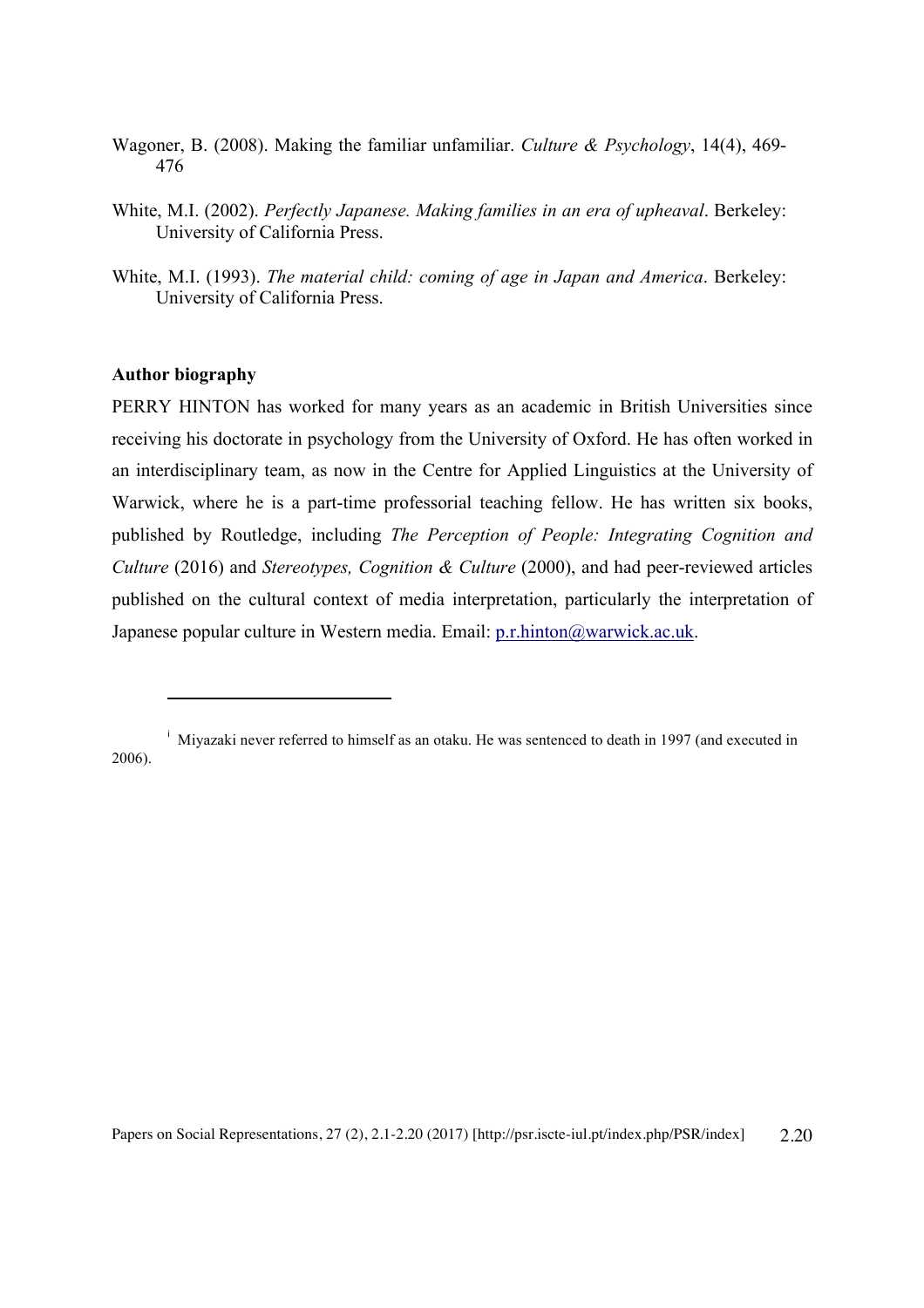Wagoner, B. (2008). Making the familiar unfamiliar. *Culture & Psychology*, 14(4), 469-476

White, M.I. (2002). *Perfectly Japanese. Making families in an era of upheaval*. Berkeley: University of California Press.

White, M.I. (1993). *The material child: coming of age in Japan and America*. Berkeley: University of California Press.

**Author biography**

PERRY HINTON has worked for many years as an academic in British Universities since receiving his doctorate in psychology from the University of Oxford. He has often worked in an interdisciplinary team, as now in the Centre for Applied Linguistics at the University of Warwick, where he is a part-time professorial teaching fellow. He has written six books, published by Routledge, including *The Perception of People: Integrating Cognition and Culture* (2016) and *Stereotypes, Cognition & Culture* (2000), and had peer-reviewed articles published on the cultural context of media interpretation, particularly the interpretation of Japanese popular culture in Western media. Email: p.r.hinton@warwick.ac.uk.

---

[i] Miyazaki never referred to himself as an otaku. He was sentenced to death in 1997 (and executed in 2006).